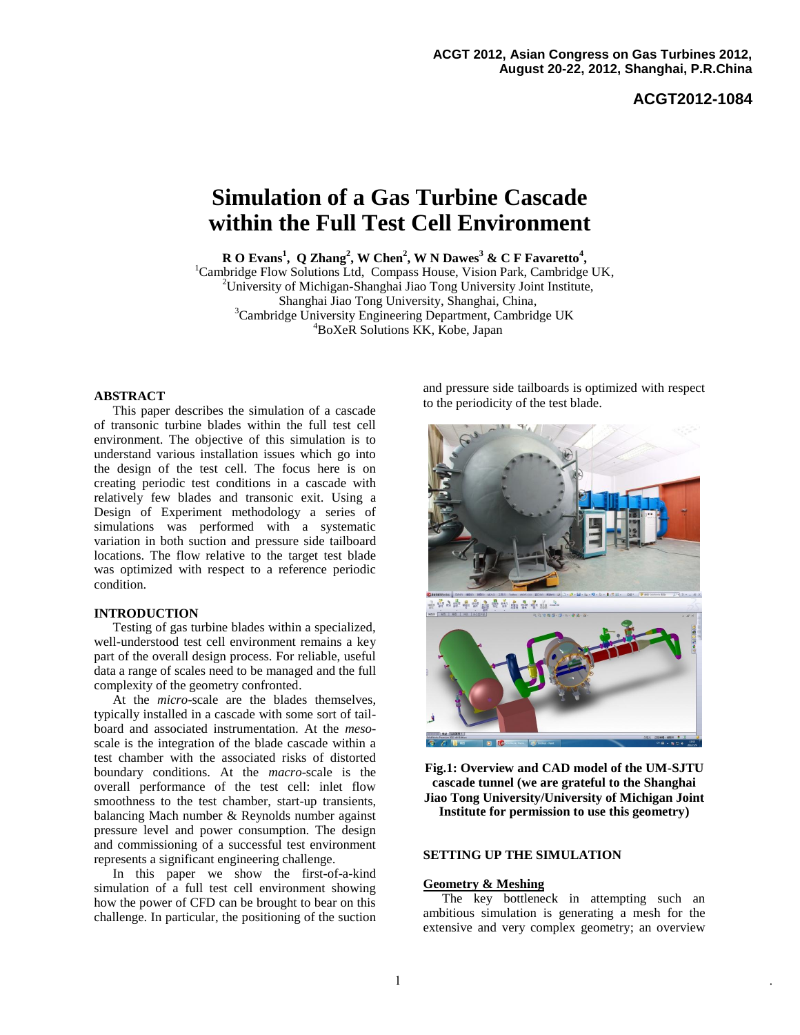ACGT 2012, Asian Congress on Gas Turbines 2012, August 20-22, 2012, Shanghai, P.R.China

**ACGT2012-1084**

# Simulation of a Gas Turbine Cascade within the Full Test Cell Environment

**R O Evans[1], Q Zhang[2], W Chen[2], W N Dawes[3] & C F Favaretto[4],**

[1]Cambridge Flow Solutions Ltd, Compass House, Vision Park, Cambridge UK,
[2]University of Michigan-Shanghai Jiao Tong University Joint Institute, Shanghai Jiao Tong University, Shanghai, China,
[3]Cambridge University Engineering Department, Cambridge UK
[4]BoXeR Solutions KK, Kobe, Japan

## ABSTRACT

This paper describes the simulation of a cascade of transonic turbine blades within the full test cell environment. The objective of this simulation is to understand various installation issues which go into the design of the test cell. The focus here is on creating periodic test conditions in a cascade with relatively few blades and transonic exit. Using a Design of Experiment methodology a series of simulations was performed with a systematic variation in both suction and pressure side tailboard locations. The flow relative to the target test blade was optimized with respect to a reference periodic condition.

## INTRODUCTION

Testing of gas turbine blades within a specialized, well-understood test cell environment remains a key part of the overall design process. For reliable, useful data a range of scales need to be managed and the full complexity of the geometry confronted.

At the *micro*-scale are the blades themselves, typically installed in a cascade with some sort of tail-board and associated instrumentation. At the *meso*-scale is the integration of the blade cascade within a test chamber with the associated risks of distorted boundary conditions. At the *macro*-scale is the overall performance of the test cell: inlet flow smoothness to the test chamber, start-up transients, balancing Mach number & Reynolds number against pressure level and power consumption. The design and commissioning of a successful test environment represents a significant engineering challenge.

In this paper we show the first-of-a-kind simulation of a full test environment showing how the power of CFD can be brought to bear on this challenge. In particular, the positioning of the suction and pressure side tailboards is optimized with respect to the periodicity of the test blade.

**Fig.1: Overview and CAD model of the UM-SJTU cascade tunnel (we are grateful to the Shanghai Jiao Tong University/University of Michigan Joint Institute for permission to use this geometry)**

## SETTING UP THE SIMULATION

### Geometry & Meshing

The key bottleneck in attempting such an ambitious simulation is generating a mesh for the extensive and very complex geometry; an overview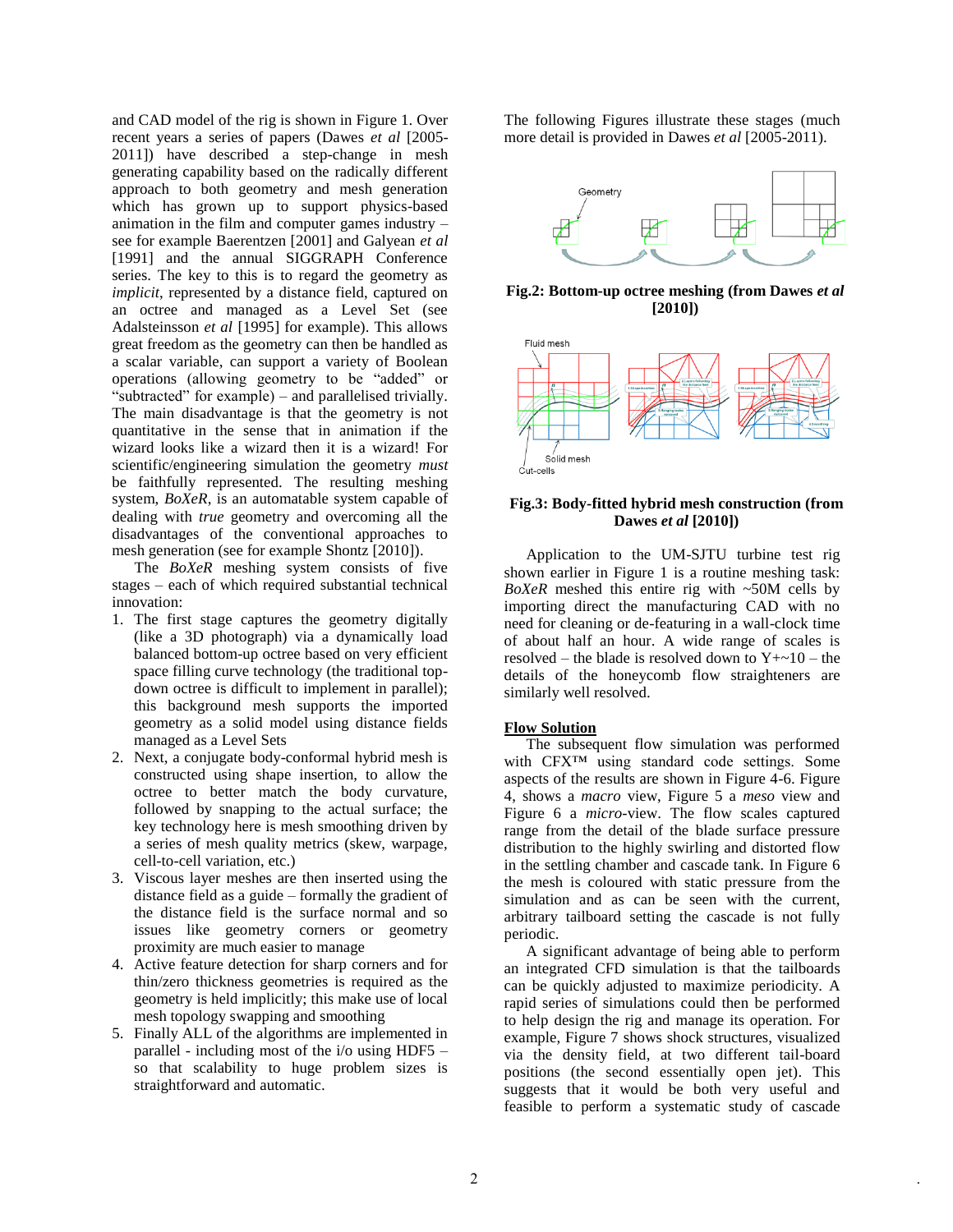and CAD model of the rig is shown in Figure 1. Over recent years a series of papers (Dawes *et al* [2005-2011]) have described a step-change in mesh generating capability based on the radically different approach to both geometry and mesh generation which has grown up to support physics-based animation in the film and computer games industry – see for example Baerentzen [2001] and Galyean *et al* [1991] and the annual SIGGRAPH Conference series. The key to this is to regard the geometry as *implicit*, represented by a distance field, captured on an octree and managed as a Level Set (see Adalsteinsson *et al* [1995] for example). This allows great freedom as the geometry can then be handled as a scalar variable, can support a variety of Boolean operations (allowing geometry to be "added" or "subtracted" for example) – and parallelised trivially. The main disadvantage is that the geometry is not quantitative in the sense that in animation if the wizard looks like a wizard then it is a wizard! For scientific/engineering simulation the geometry *must* be faithfully represented. The resulting meshing system, *BoXeR*, is an automatable system capable of dealing with *true* geometry and overcoming all the disadvantages of the conventional approaches to mesh generation (see for example Shontz [2010]).

The *BoXeR* meshing system consists of five stages – each of which required substantial technical innovation:

1. The first stage captures the geometry digitally (like a 3D photograph) via a dynamically load balanced bottom-up octree based on very efficient space filling curve technology (the traditional top-down octree is difficult to implement in parallel); this background mesh supports the imported geometry as a solid model using distance fields managed as a Level Sets
2. Next, a conjugate body-conformal hybrid mesh is constructed using shape insertion, to allow the octree to better match the body curvature, followed by snapping to the actual surface; the key technology here is mesh smoothing driven by a series of mesh quality metrics (skew, warpage, cell-to-cell variation, etc.)
3. Viscous layer meshes are then inserted using the distance field as a guide – formally the gradient of the distance field is the surface normal and so issues like geometry corners or geometry proximity are much easier to manage
4. Active feature detection for sharp corners and for thin/zero thickness geometries is required as the geometry is held implicitly; this make use of local mesh topology swapping and smoothing
5. Finally ALL of the algorithms are implemented in parallel - including most of the i/o using HDF5 – so that scalability to huge problem sizes is straightforward and automatic.

The following Figures illustrate these stages (much more detail is provided in Dawes *et al* [2005-2011).

**Fig.2: Bottom-up octree meshing (from Dawes *et al* [2010])**

**Fig.3: Body-fitted hybrid mesh construction (from Dawes *et al* [2010])**

Application to the UM-SJTU turbine test rig shown earlier in Figure 1 is a routine meshing task: *BoXeR* meshed this entire rig with ~50M cells by importing direct the manufacturing CAD with no need for cleaning or de-featuring in a wall-clock time of about half an hour. A wide range of scales is resolved – the blade is resolved down to Y+~10 – the details of the honeycomb flow straighteners are similarly well resolved.

## Flow Solution

The subsequent flow simulation was performed with CFX™ using standard code settings. Some aspects of the results are shown in Figure 4-6. Figure 4, shows a *macro* view, Figure 5 a *meso* view and Figure 6 a *micro*-view. The flow scales captured range from the detail of the blade surface pressure distribution to the highly swirling and distorted flow in the settling chamber and cascade tank. In Figure 6 the mesh is coloured with static pressure from the simulation and as can be seen with the current, arbitrary tailboard setting the cascade is not fully periodic.

A significant advantage of being able to perform an integrated CFD simulation is that the tailboards can be quickly adjusted to maximize periodicity. A rapid series of simulations could then be performed to help design the rig and manage its operation. For example, Figure 7 shows shock structures, visualized via the density field, at two different tail-board positions (the second essentially open jet). This suggests that it would be both very useful and feasible to perform a systematic study of cascade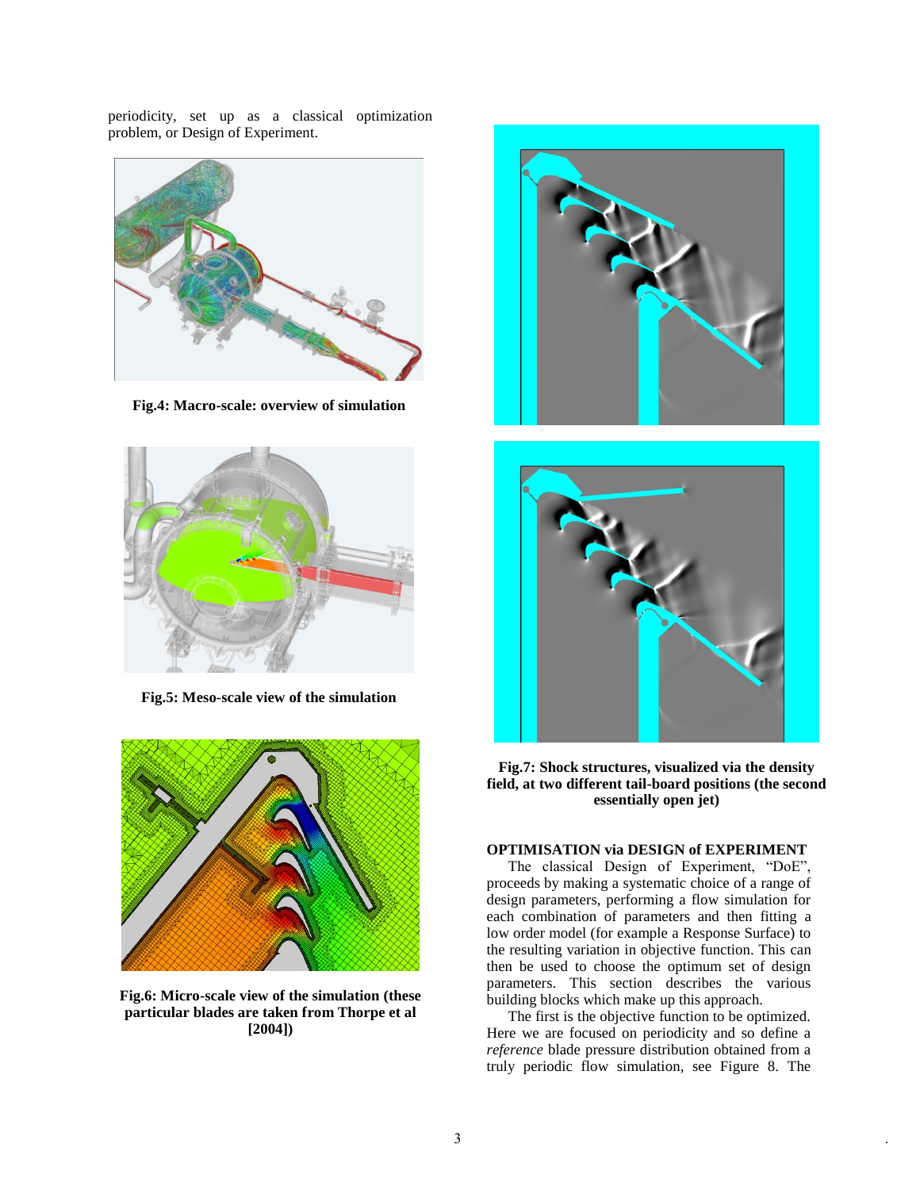periodicity, set up as a classical optimization problem, or Design of Experiment.

**Fig.4: Macro-scale: overview of simulation**

**Fig.5: Meso-scale view of the simulation**

**Fig.6: Micro-scale view of the simulation (these particular blades are taken from Thorpe et al [2004])**

**Fig.7: Shock structures, visualized via the density field, at two different tail-board positions (the second essentially open jet)**

### OPTIMISATION via DESIGN of EXPERIMENT

The classical Design of Experiment, "DoE", proceeds by making a systematic choice of a range of design parameters, performing a flow simulation for each combination of parameters and then fitting a low order model (for example a Response Surface) to the resulting variation in objective function. This can then be used to choose the optimum set of design parameters. This section describes the various building blocks which make up this approach.

The first is the objective function to be optimized. Here we are focused on periodicity and so define a *reference* blade pressure distribution obtained from a truly periodic flow simulation, see Figure 8. The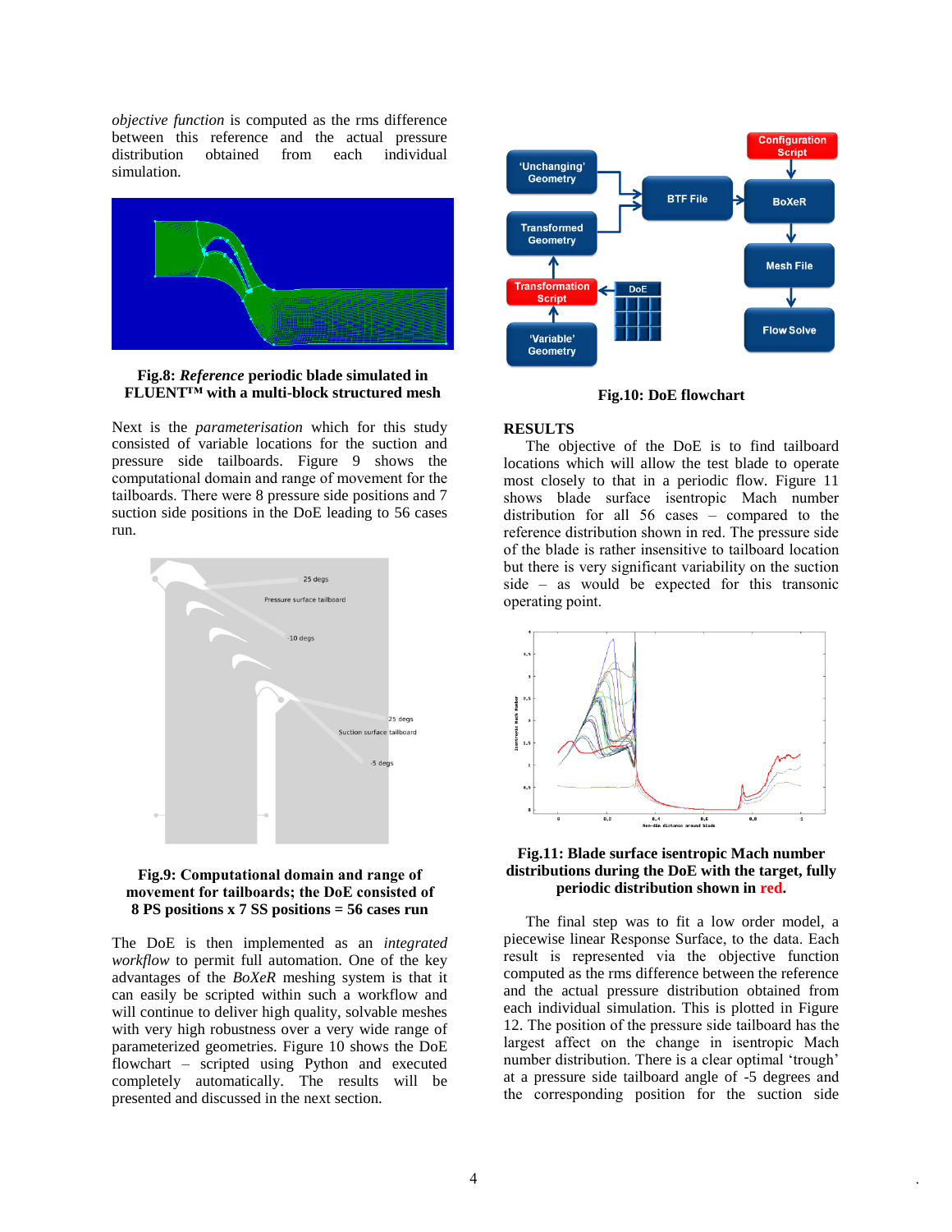*objective function* is computed as the rms difference between this reference and the actual pressure distribution obtained from each individual simulation.

**Fig.8: *Reference* periodic blade simulated in FLUENT™ with a multi-block structured mesh**

Next is the *parameterisation* which for this study consisted of variable locations for the suction and pressure side tailboards. Figure 9 shows the computational domain and range of movement for the tailboards. There were 8 pressure side positions and 7 suction side positions in the DoE leading to 56 cases run.

**Fig.9: Computational domain and range of movement for tailboards; the DoE consisted of 8 PS positions x 7 SS positions = 56 cases run**

The DoE is then implemented as an *integrated workflow* to permit full automation. One of the key advantages of the *BoXeR* meshing system is that it can easily be scripted within such a workflow and will continue to deliver high quality, solvable meshes with very high robustness over a very wide range of parameterized geometries. Figure 10 shows the DoE flowchart – scripted using Python and executed completely automatically. The results will be presented and discussed in the next section.

**Fig.10: DoE flowchart**

## RESULTS

The objective of the DoE is to find tailboard locations which will allow the test blade to operate most closely to that in a periodic flow. Figure 11 shows blade surface isentropic Mach number distribution for all 56 cases – compared to the reference distribution shown in red. The pressure side of the blade is rather insensitive to tailboard location but there is very significant variability on the suction side – as would be expected for this transonic operating point.

**Fig.11: Blade surface isentropic Mach number distributions during the DoE with the target, fully periodic distribution shown in red.**

The final step was to fit a low order model, a piecewise linear Response Surface, to the data. Each result is represented via the objective function computed as the rms difference between the reference and the actual pressure distribution obtained from each individual simulation. This is plotted in Figure 12. The position of the pressure side tailboard has the largest affect on the change in isentropic Mach number distribution. There is a clear optimal 'trough' at a pressure side tailboard angle of -5 degrees and the corresponding position for the suction side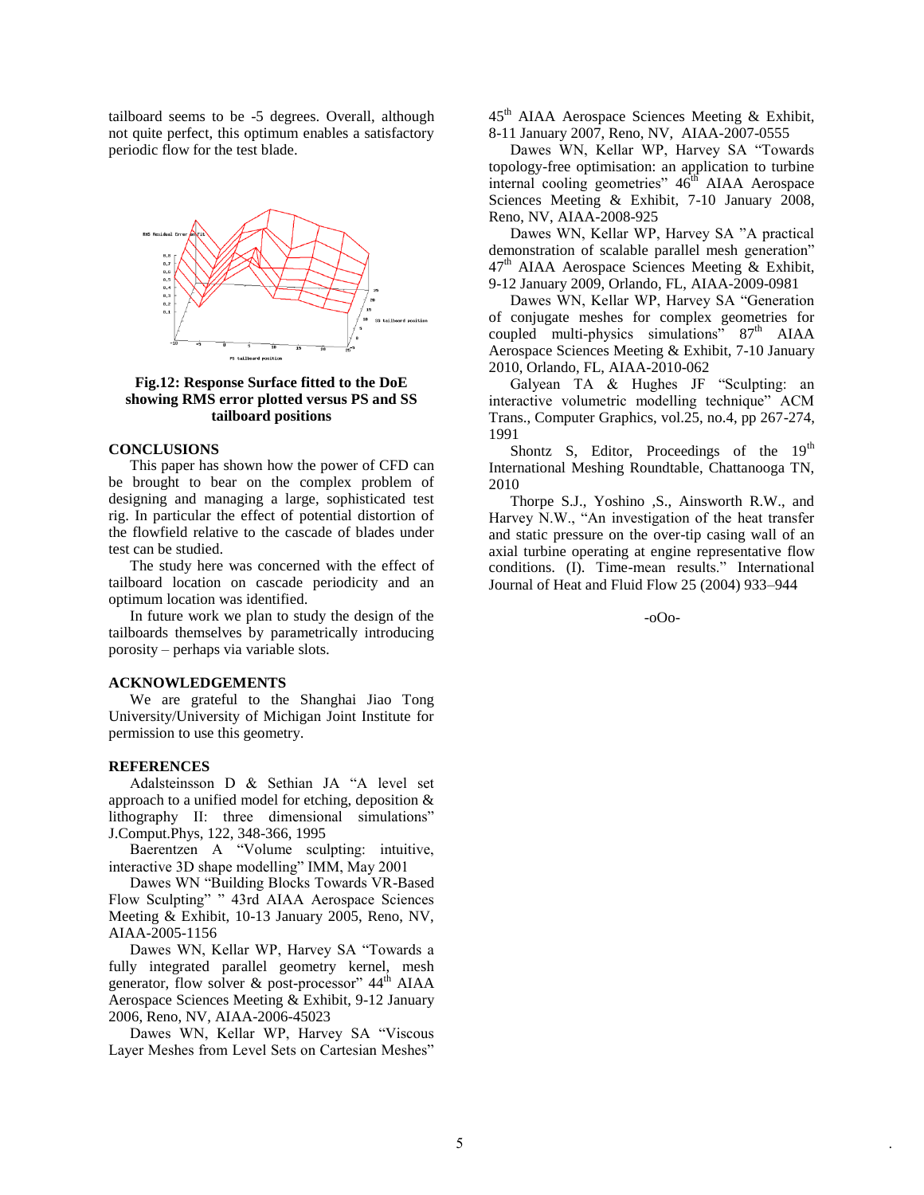tailboard seems to be -5 degrees. Overall, although not quite perfect, this optimum enables a satisfactory periodic flow for the test blade.

RMS Residual Error on fit

0.8
0.7
0.6
0.5
0.4
0.3
0.2
0.1

-10 -5 0 5 10 15 20 25

PS tailboard position

SS tailboard position

**Fig.12: Response Surface fitted to the DoE showing RMS error plotted versus PS and SS tailboard positions**

## CONCLUSIONS

This paper has shown how the power of CFD can be brought to bear on the complex problem of designing and managing a large, sophisticated test rig. In particular the effect of potential distortion of the flowfield relative to the cascade of blades under test can be studied.

The study here was concerned with the effect of tailboard location on cascade periodicity and an optimum location was identified.

In future work we plan to study the design of the tailboards themselves by parametrically introducing porosity – perhaps via variable slots.

## ACKNOWLEDGEMENTS

We are grateful to the Shanghai Jiao Tong University/University of Michigan Joint Institute for permission to use this geometry.

## REFERENCES

Adalsteinsson D & Sethian JA "A level set approach to a unified model for etching, deposition & lithography II: three dimensional simulations" J.Comput.Phys, 122, 348-366, 1995

Baerentzen A "Volume sculpting: intuitive, interactive 3D shape modelling" IMM, May 2001

Dawes WN "Building Blocks Towards VR-Based Flow Sculpting" " 43rd AIAA Aerospace Sciences Meeting & Exhibit, 10-13 January 2005, Reno, NV, AIAA-2005-1156

Dawes WN, Kellar WP, Harvey SA "Towards a fully integrated parallel geometry kernel, mesh generator, flow solver & post-processor" 44th AIAA Aerospace Sciences Meeting & Exhibit, 9-12 January 2006, Reno, NV, AIAA-2006-45023

Dawes WN, Kellar WP, Harvey SA "Viscous Layer Meshes from Level Sets on Cartesian Meshes" 45th AIAA Aerospace Sciences Meeting & Exhibit, 8-11 January 2007, Reno, NV, AIAA-2007-0555

Dawes WN, Kellar WP, Harvey SA "Towards topology-free optimisation: an application to turbine internal cooling geometries" 46th AIAA Aerospace Sciences Meeting & Exhibit, 7-10 January 2008, Reno, NV, AIAA-2008-925

Dawes WN, Kellar WP, Harvey SA "A practical demonstration of scalable parallel mesh generation" 47th AIAA Aerospace Sciences Meeting & Exhibit, 9-12 January 2009, Orlando, FL, AIAA-2009-0981

Dawes WN, Kellar WP, Harvey SA "Generation of conjugate meshes for complex geometries for coupled multi-physics simulations" 87th AIAA Aerospace Sciences Meeting & Exhibit, 7-10 January 2010, Orlando, FL, AIAA-2010-062

Galyean TA & Hughes JF "Sculpting: an interactive volumetric modelling technique" ACM Trans., Computer Graphics, vol.25, no.4, pp 267-274, 1991

Shontz S, Editor, Proceedings of the 19th International Meshing Roundtable, Chattanooga TN, 2010

Thorpe S.J., Yoshino ,S., Ainsworth R.W., and Harvey N.W., "An investigation of the heat transfer and static pressure on the over-tip casing wall of an axial turbine operating at engine representative flow conditions. (I). Time-mean results." International Journal of Heat and Fluid Flow 25 (2004) 933–944

-oOo-